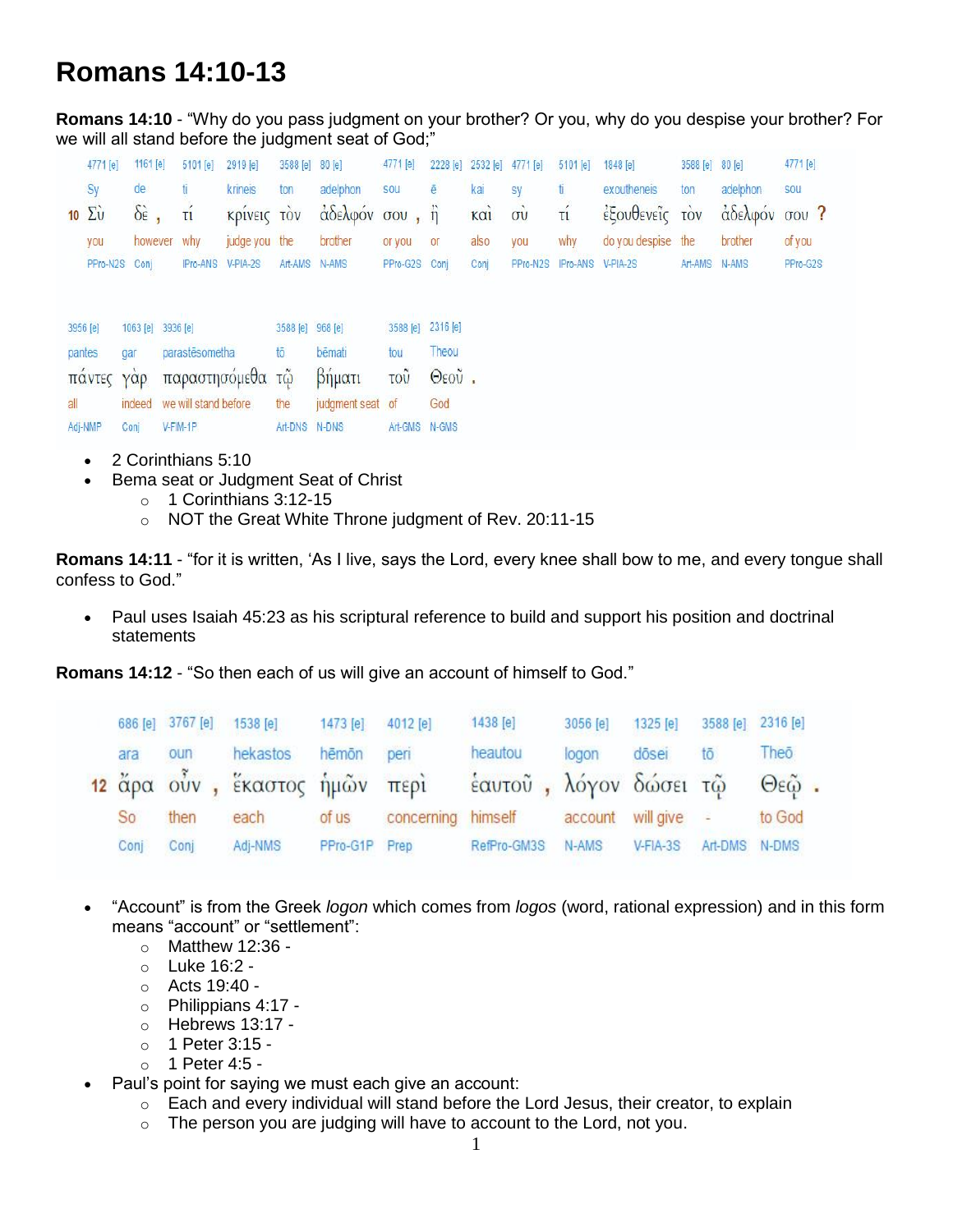# Romans 14:10-13

**Romans 14:10** - "Why do you pass judgment on your brother? Or you, why do you despise your brother? For we will all stand before the judgment seat of God;"

| | 4771 [e] | 1161 [e] | 5101 [e] | 2919 [e] | 3588 [e] | 80 [e] | 4771 [e] | 2228 [e] | 2532 [e] | 4771 [e] | 5101 [e] | 1848 [e] | 3588 [e] | 80 [e] | 4771 [e] |
|---|---|---|---|---|---|---|---|---|---|---|---|---|---|---|---|
| | Sy | de | ti | krineis | ton | adelphon | sou | ē | kai | sy | ti | exoutheneis | ton | adelphon | sou |
| 10 | Σὺ | δὲ , | τί | κρίνεις | τὸν | ἀδελφόν | σου , | ἢ | καὶ | σὺ | τί | ἐξουθενεῖς | τὸν | ἀδελφόν | σου ? |
| | you | however | why | judge you | the | brother | or you | or | also | you | why | do you despise | the | brother | of you |
| | PPro-N2S | Conj | IPro-ANS | V-PIA-2S | Art-AMS | N-AMS | PPro-G2S | Conj | Conj | PPro-N2S | IPro-ANS | V-PIA-2S | Art-AMS | N-AMS | PPro-G2S |

| 3956 [e] | 1063 [e] | 3936 [e] | 3588 [e] | 968 [e] | 3588 [e] | 2316 [e] |
|---|---|---|---|---|---|---|
| pantes | gar | parastēsometha | tō | bēmati | tou | Theou |
| πάντες | γὰρ | παραστησόμεθα | τῷ | βήματι | τοῦ | Θεοῦ . |
| all | indeed | we will stand before | the | judgment seat | of | God |
| Adj-NMP | Conj | V-FIM-1P | Art-DNS | N-DNS | Art-GMS | N-GMS |

- 2 Corinthians 5:10
- Bema seat or Judgment Seat of Christ
  - 1 Corinthians 3:12-15
  - NOT the Great White Throne judgment of Rev. 20:11-15

**Romans 14:11** - "for it is written, 'As I live, says the Lord, every knee shall bow to me, and every tongue shall confess to God."

- Paul uses Isaiah 45:23 as his scriptural reference to build and support his position and doctrinal statements

**Romans 14:12** - "So then each of us will give an account of himself to God."

| | 686 [e] | 3767 [e] | 1538 [e] | 1473 [e] | 4012 [e] | 1438 [e] | 3056 [e] | 1325 [e] | 3588 [e] | 2316 [e] |
|---|---|---|---|---|---|---|---|---|---|---|
| | ara | oun | hekastos | hēmōn | peri | heautou | logon | dōsei | tō | Theō |
| 12 | ἄρα | οὖν , | ἕκαστος | ἡμῶν | περὶ | ἑαυτοῦ , | λόγον | δώσει | τῷ | Θεῷ . |
| | So | then | each | of us | concerning | himself | account | will give | - | to God |
| | Conj | Conj | Adj-NMS | PPro-G1P | Prep | RefPro-GM3S | N-AMS | V-FIA-3S | Art-DMS | N-DMS |

- "Account" is from the Greek *logon* which comes from *logos* (word, rational expression) and in this form means "account" or "settlement":
  - Matthew 12:36 -
  - Luke 16:2 -
  - Acts 19:40 -
  - Philippians 4:17 -
  - Hebrews 13:17 -
  - 1 Peter 3:15 -
  - 1 Peter 4:5 -
- Paul's point for saying we must each give an account:
  - Each and every individual will stand before the Lord Jesus, their creator, to explain
  - The person you are judging will have to account to the Lord, not you.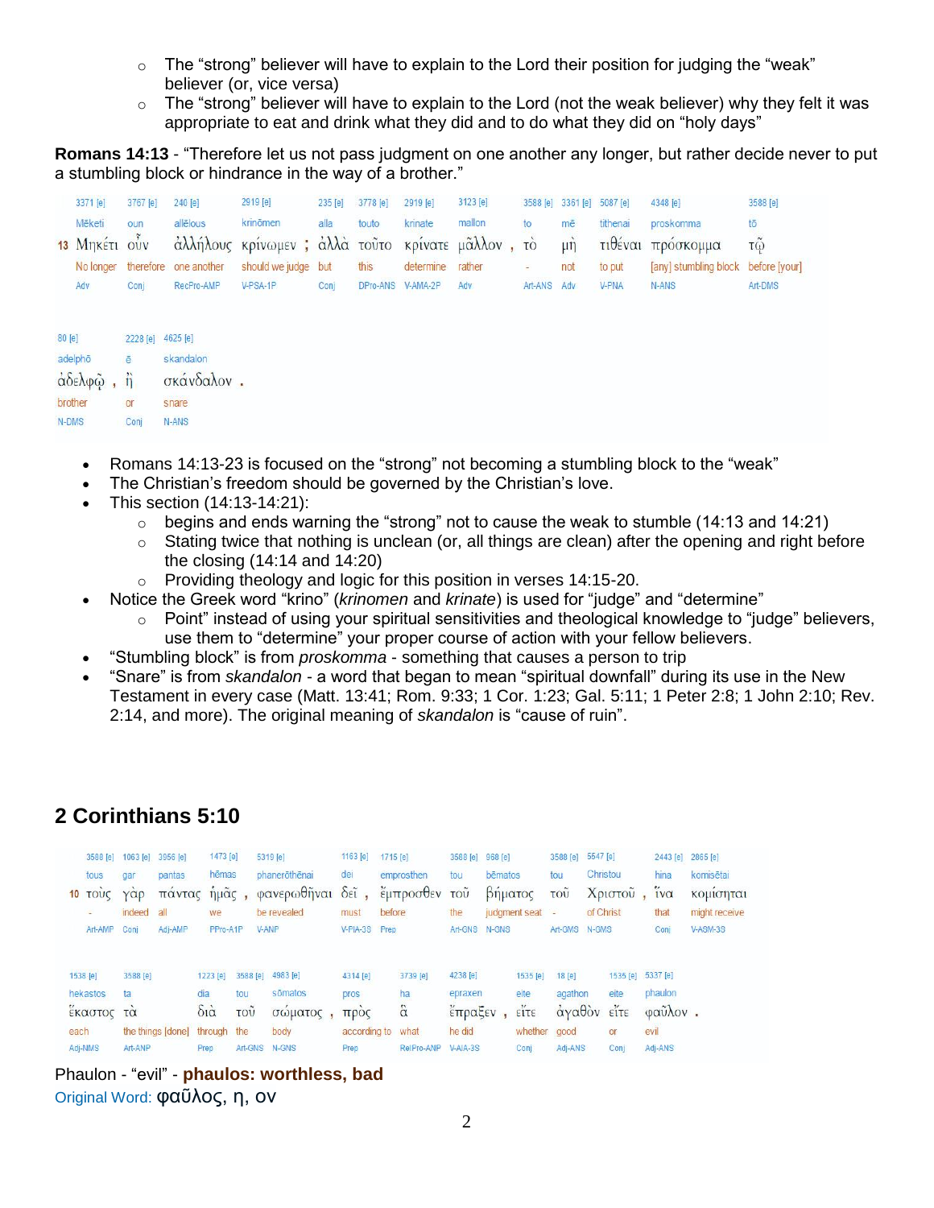- The "strong" believer will have to explain to the Lord their position for judging the "weak" believer (or, vice versa)
- The "strong" believer will have to explain to the Lord (not the weak believer) why they felt it was appropriate to eat and drink what they did and to do what they did on "holy days"

**Romans 14:13** - "Therefore let us not pass judgment on one another any longer, but rather decide never to put a stumbling block or hindrance in the way of a brother."

| 3371 [e] | 3767 [e] | 240 [e] | 2919 [e] | 235 [e] | 3778 [e] | 2919 [e] | 3123 [e] | 3588 [e] | 3361 [e] | 5087 [e] | 4348 [e] | 3588 [e] |
|---|---|---|---|---|---|---|---|---|---|---|---|---|
| Mēketi | oun | allēlous | krinōmen | alla | touto | krinate | mallon | to | mē | tithenai | proskomma | tō |
| 13 Μηκέτι | οὖν | ἀλλήλους | κρίνωμεν ; | ἀλλὰ | τοῦτο | κρίνατε | μᾶλλον , | τὸ | μὴ | τιθέναι | πρόσκομμα | τῷ |
| No longer | therefore | one another | should we judge | but | this | determine | rather | - | not | to put | [any] stumbling block | before [your] |
| Adv | Conj | RecPro-AMP | V-PSA-1P | Conj | DPro-ANS | V-AMA-2P | Adv | Art-ANS | Adv | V-PNA | N-ANS | Art-DMS |

| 80 [e] | 2228 [e] | 4625 [e] |
|---|---|---|
| adelphō | ē | skandalon |
| ἀδελφῷ , | ἢ | σκάνδαλον . |
| brother | or | snare |
| N-DMS | Conj | N-ANS |

- Romans 14:13-23 is focused on the "strong" not becoming a stumbling block to the "weak"
- The Christian's freedom should be governed by the Christian's love.
- This section (14:13-14:21):
  - begins and ends warning the "strong" not to cause the weak to stumble (14:13 and 14:21)
  - Stating twice that nothing is unclean (or, all things are clean) after the opening and right before the closing (14:14 and 14:20)
  - Providing theology and logic for this position in verses 14:15-20.
- Notice the Greek word "krino" (*krinomen* and *krinate*) is used for "judge" and "determine"
  - Point" instead of using your spiritual sensitivities and theological knowledge to "judge" believers, use them to "determine" your proper course of action with your fellow believers.
- "Stumbling block" is from *proskomma* - something that causes a person to trip
- "Snare" is from *skandalon* - a word that began to mean "spiritual downfall" during its use in the New Testament in every case (Matt. 13:41; Rom. 9:33; 1 Cor. 1:23; Gal. 5:11; 1 Peter 2:8; 1 John 2:10; Rev. 2:14, and more). The original meaning of *skandalon* is "cause of ruin".

## 2 Corinthians 5:10

| 3588 [e] | 1063 [e] | 3956 [e] | 1473 [e] | 5319 [e] | 1163 [e] | 1715 [e] | 3588 [e] | 968 [e] | 3588 [e] | 5547 [e] | 2443 [e] | 2865 [e] |
|---|---|---|---|---|---|---|---|---|---|---|---|---|
| tous | gar | pantas | hēmas | phanerōthēnai | dei | emprosthen | tou | bēmatos | tou | Christou | hina | komisētai |
| 10 τοὺς | γὰρ | πάντας | ἡμᾶς , | φανερωθῆναι | δεῖ , | ἔμπροσθεν | τοῦ | βήματος | τοῦ | Χριστοῦ , | ἵνα | κομίσηται |
| - | indeed | all | we | be revealed | must | before | the | judgment seat | - | of Christ | that | might receive |
| Art-AMP | Conj | Adj-AMP | PPro-A1P | V-ANP | V-PIA-3S | Prep | Art-GNS | N-GNS | Art-GMS | N-GMS | Conj | V-ASM-3S |

| 1538 [e] | 3588 [e] | 1223 [e] | 3588 [e] | 4983 [e] | 4314 [e] | 3739 [e] | 4238 [e] | 1535 [e] | 18 [e] | 1535 [e] | 5337 [e] |
|---|---|---|---|---|---|---|---|---|---|---|---|
| hekastos | ta | dia | tou | sōmatos | pros | ha | epraxen | eite | agathon | eite | phaulon |
| ἕκαστος | τὰ | διὰ | τοῦ | σώματος , | πρὸς | ἃ | ἔπραξεν , | εἴτε | ἀγαθὸν | εἴτε | φαῦλον . |
| each | the things [done] | through | the | body | according to | what | he did | whether | good | or | evil |
| Adj-NMS | Art-ANP | Prep | Art-GNS | N-GNS | Prep | RelPro-ANP | V-AIA-3S | Conj | Adj-ANS | Conj | Adj-ANS |

Phaulon - "evil" - **phaulos: worthless, bad**

Original Word: φαῦλος, η, ον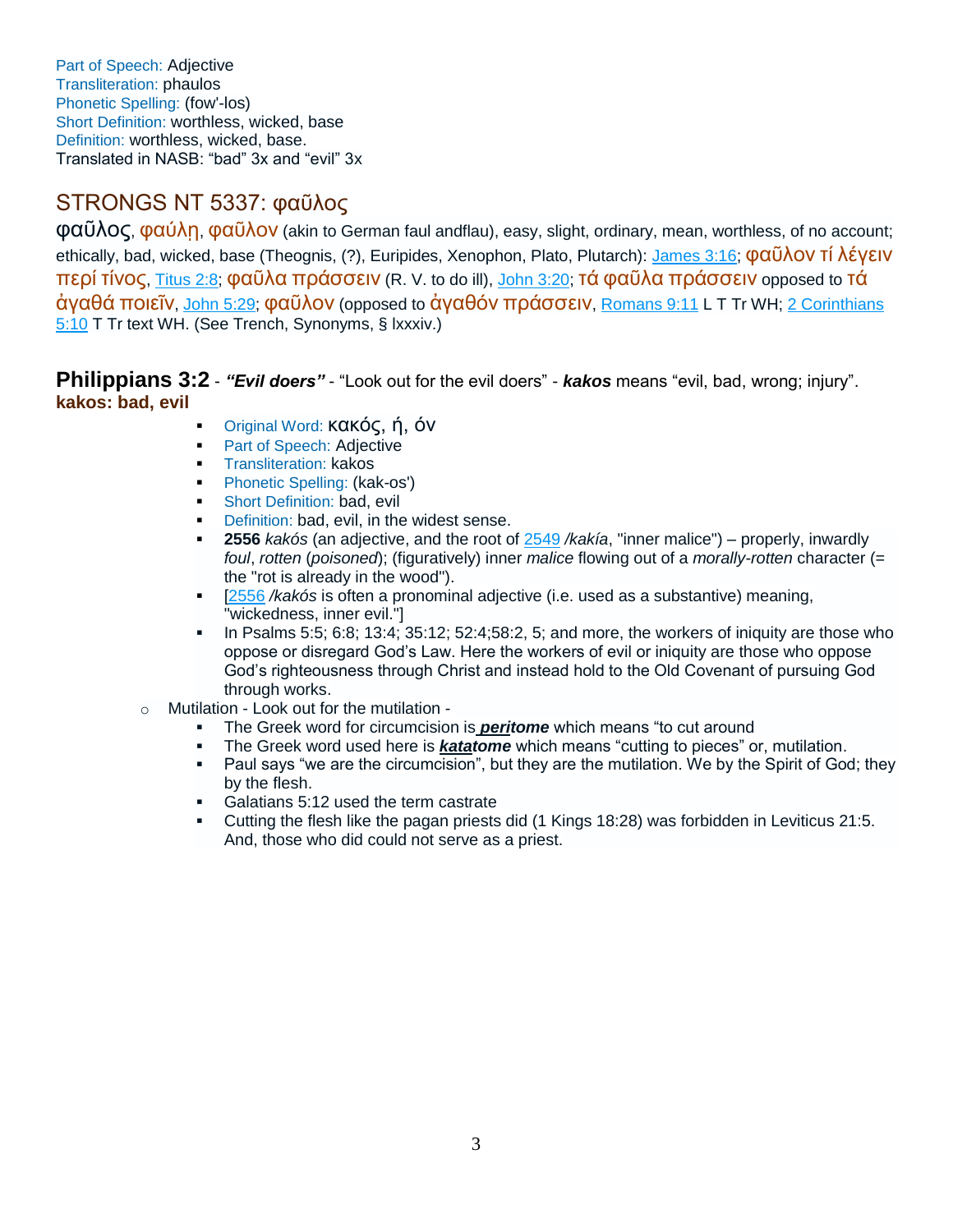Part of Speech: Adjective
Transliteration: phaulos
Phonetic Spelling: (fow'-los)
Short Definition: worthless, wicked, base
Definition: worthless, wicked, base.
Translated in NASB: "bad" 3x and "evil" 3x

## STRONGS NT 5337: φαῦλος

φαῦλος, φαύλη, φαῦλον (akin to German faul andflau), easy, slight, ordinary, mean, worthless, of no account; ethically, bad, wicked, base (Theognis, (?), Euripides, Xenophon, Plato, Plutarch): James 3:16; φαῦλον τί λέγειν περί τίνος, Titus 2:8; φαῦλα πράσσειν (R. V. to do ill), John 3:20; τά φαῦλα πράσσειν opposed to τά ἀγαθά ποιεῖν, John 5:29; φαῦλον (opposed to ἀγαθόν πράσσειν, Romans 9:11 L T Tr WH; 2 Corinthians 5:10 T Tr text WH. (See Trench, Synonyms, § lxxxiv.)

**Philippians 3:2** - ***"Evil doers"*** - "Look out for the evil doers" - ***kakos*** means "evil, bad, wrong; injury".
**kakos: bad, evil**

- Original Word: κακός, ή, όν
- Part of Speech: Adjective
- Transliteration: kakos
- Phonetic Spelling: (kak-os')
- Short Definition: bad, evil
- Definition: bad, evil, in the widest sense.
- **2556** *kakós* (an adjective, and the root of 2549 */kakía*, "inner malice") – properly, inwardly *foul*, *rotten* (*poisoned*); (figuratively) inner *malice* flowing out of a *morally-rotten* character (= the "rot is already in the wood").
- [2556 */kakós* is often a pronominal adjective (i.e. used as a substantive) meaning, "wickedness, inner evil."]
- In Psalms 5:5; 6:8; 13:4; 35:12; 52:4;58:2, 5; and more, the workers of iniquity are those who oppose or disregard God's Law. Here the workers of evil or iniquity are those who oppose God's righteousness through Christ and instead hold to the Old Covenant of pursuing God through works.

- Mutilation - Look out for the mutilation -
  - The Greek word for circumcision is ***peritome*** which means "to cut around
  - The Greek word used here is ***katatome*** which means "cutting to pieces" or, mutilation.
  - Paul says "we are the circumcision", but they are the mutilation. We by the Spirit of God; they by the flesh.
  - Galatians 5:12 used the term castrate
  - Cutting the flesh like the pagan priests did (1 Kings 18:28) was forbidden in Leviticus 21:5. And, those who did could not serve as a priest.